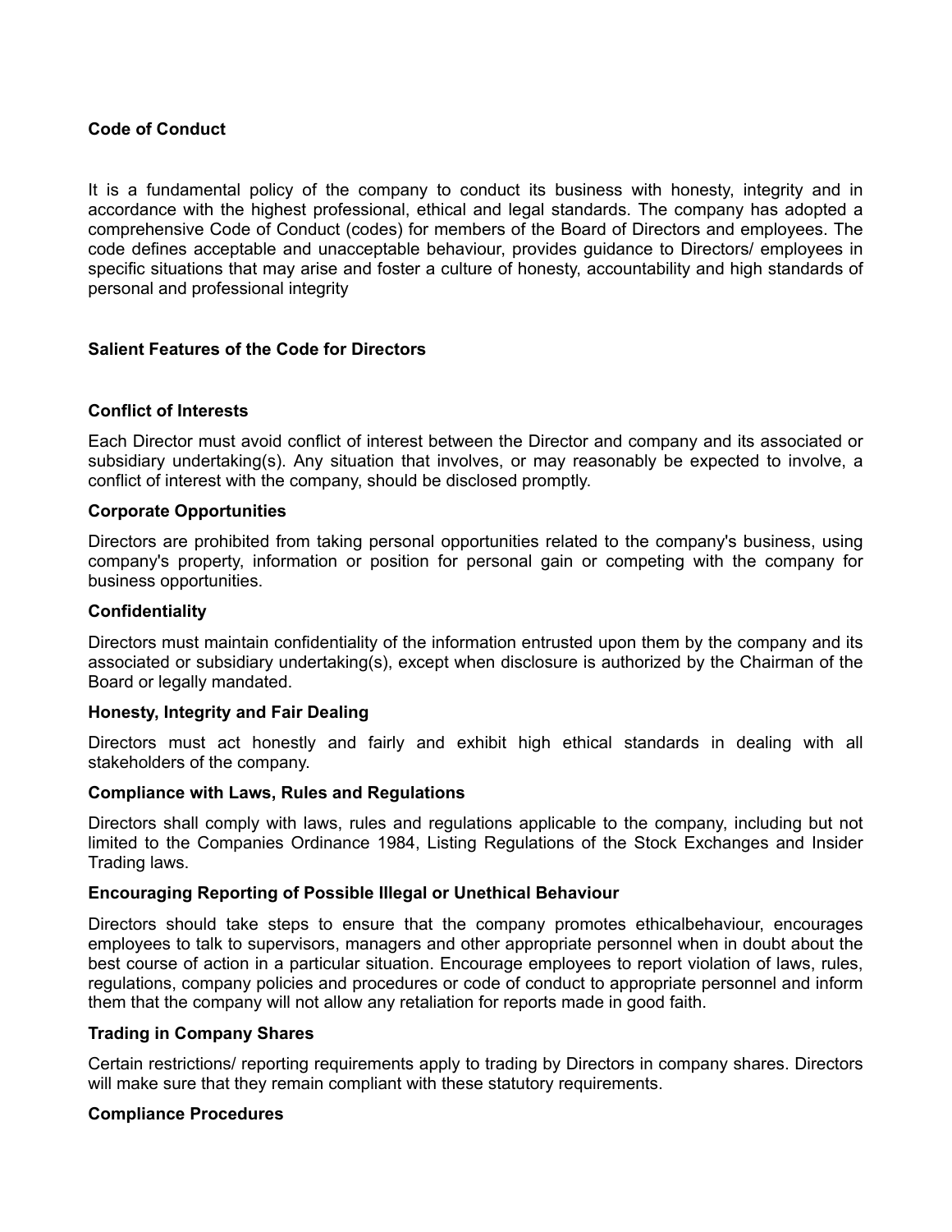## Code of Conduct

It is a fundamental policy of the company to conduct its business with honesty, integrity and in accordance with the highest professional, ethical and legal standards. The company has adopted a comprehensive Code of Conduct (codes) for members of the Board of Directors and employees. The code defines acceptable and unacceptable behaviour, provides guidance to Directors/ employees in specific situations that may arise and foster a culture of honesty, accountability and high standards of personal and professional integrity

## Salient Features of the Code for Directors

### Conflict of Interests

Each Director must avoid conflict of interest between the Director and company and its associated or subsidiary undertaking(s). Any situation that involves, or may reasonably be expected to involve, a conflict of interest with the company, should be disclosed promptly.

### Corporate Opportunities

Directors are prohibited from taking personal opportunities related to the company's business, using company's property, information or position for personal gain or competing with the company for business opportunities.

### Confidentiality

Directors must maintain confidentiality of the information entrusted upon them by the company and its associated or subsidiary undertaking(s), except when disclosure is authorized by the Chairman of the Board or legally mandated.

### Honesty, Integrity and Fair Dealing

Directors must act honestly and fairly and exhibit high ethical standards in dealing with all stakeholders of the company.

### Compliance with Laws, Rules and Regulations

Directors shall comply with laws, rules and regulations applicable to the company, including but not limited to the Companies Ordinance 1984, Listing Regulations of the Stock Exchanges and Insider Trading laws.

### Encouraging Reporting of Possible Illegal or Unethical Behaviour

Directors should take steps to ensure that the company promotes ethicalbehaviour, encourages employees to talk to supervisors, managers and other appropriate personnel when in doubt about the best course of action in a particular situation. Encourage employees to report violation of laws, rules, regulations, company policies and procedures or code of conduct to appropriate personnel and inform them that the company will not allow any retaliation for reports made in good faith.

### Trading in Company Shares

Certain restrictions/ reporting requirements apply to trading by Directors in company shares. Directors will make sure that they remain compliant with these statutory requirements.

### Compliance Procedures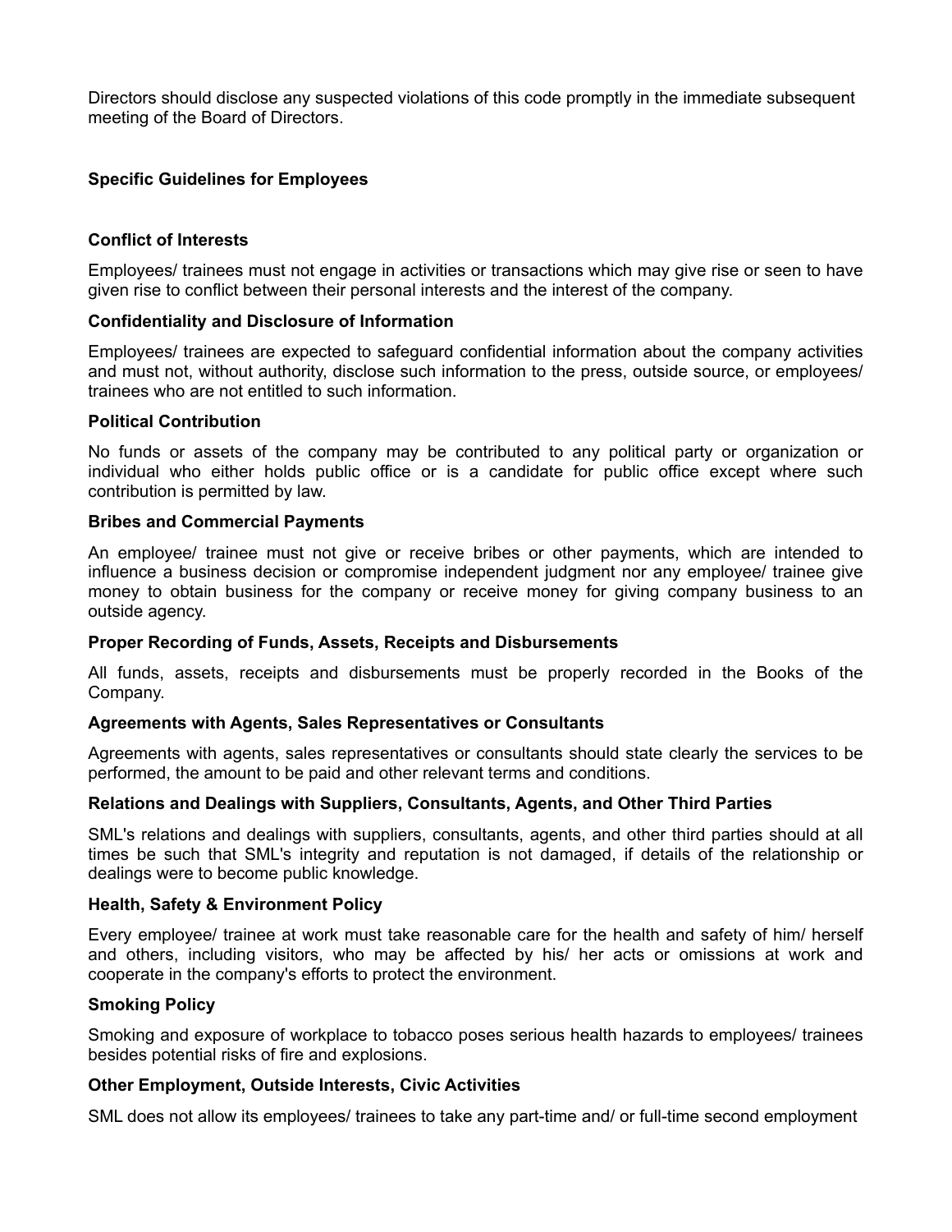Directors should disclose any suspected violations of this code promptly in the immediate subsequent meeting of the Board of Directors.

## Specific Guidelines for Employees

### Conflict of Interests

Employees/ trainees must not engage in activities or transactions which may give rise or seen to have given rise to conflict between their personal interests and the interest of the company.

### Confidentiality and Disclosure of Information

Employees/ trainees are expected to safeguard confidential information about the company activities and must not, without authority, disclose such information to the press, outside source, or employees/ trainees who are not entitled to such information.

### Political Contribution

No funds or assets of the company may be contributed to any political party or organization or individual who either holds public office or is a candidate for public office except where such contribution is permitted by law.

### Bribes and Commercial Payments

An employee/ trainee must not give or receive bribes or other payments, which are intended to influence a business decision or compromise independent judgment nor any employee/ trainee give money to obtain business for the company or receive money for giving company business to an outside agency.

### Proper Recording of Funds, Assets, Receipts and Disbursements

All funds, assets, receipts and disbursements must be properly recorded in the Books of the Company.

### Agreements with Agents, Sales Representatives or Consultants

Agreements with agents, sales representatives or consultants should state clearly the services to be performed, the amount to be paid and other relevant terms and conditions.

### Relations and Dealings with Suppliers, Consultants, Agents, and Other Third Parties

SML's relations and dealings with suppliers, consultants, agents, and other third parties should at all times be such that SML's integrity and reputation is not damaged, if details of the relationship or dealings were to become public knowledge.

### Health, Safety & Environment Policy

Every employee/ trainee at work must take reasonable care for the health and safety of him/ herself and others, including visitors, who may be affected by his/ her acts or omissions at work and cooperate in the company's efforts to protect the environment.

### Smoking Policy

Smoking and exposure of workplace to tobacco poses serious health hazards to employees/ trainees besides potential risks of fire and explosions.

### Other Employment, Outside Interests, Civic Activities

SML does not allow its employees/ trainees to take any part-time and/ or full-time second employment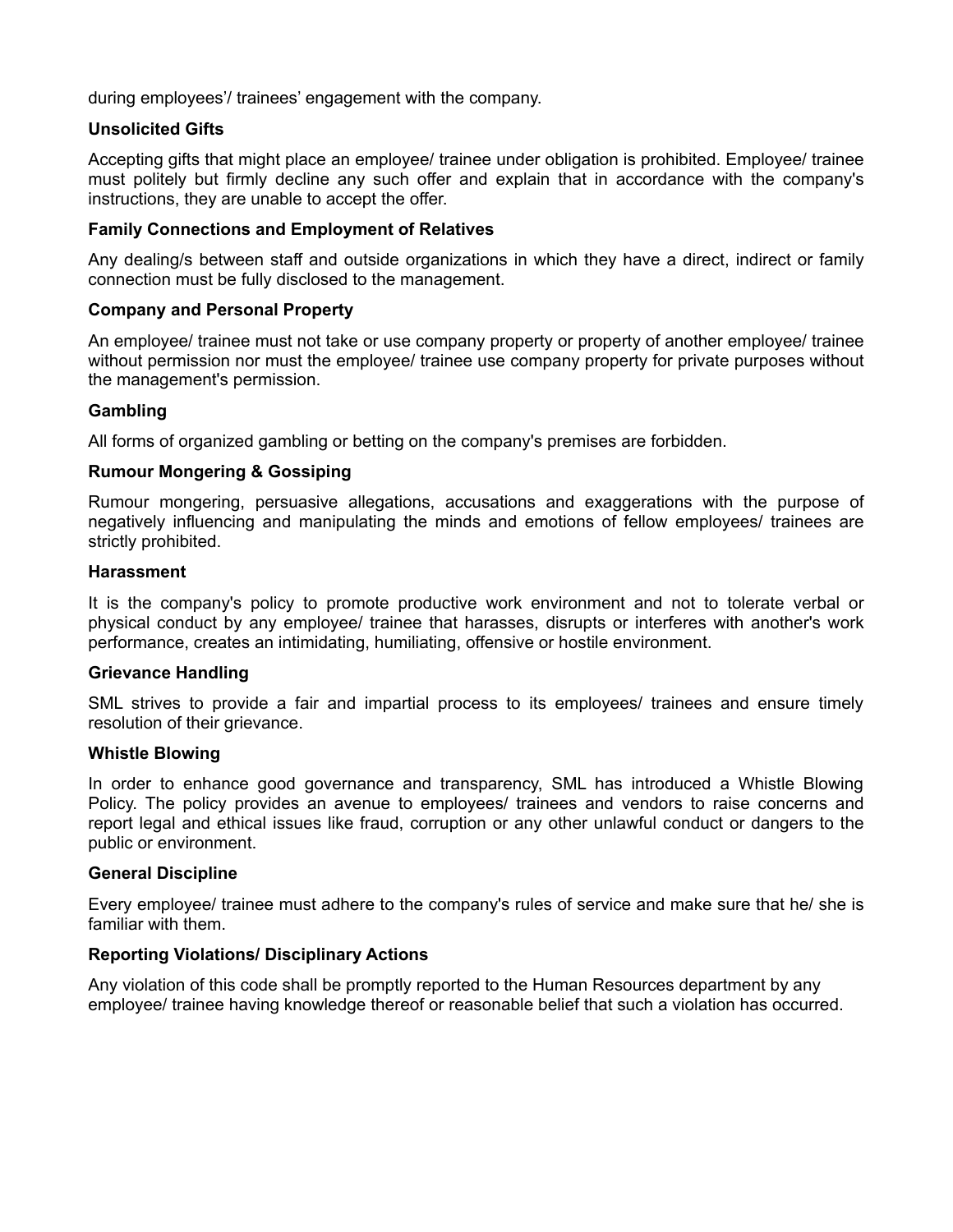during employees'/ trainees' engagement with the company.

**Unsolicited Gifts**

Accepting gifts that might place an employee/ trainee under obligation is prohibited. Employee/ trainee must politely but firmly decline any such offer and explain that in accordance with the company's instructions, they are unable to accept the offer.

**Family Connections and Employment of Relatives**

Any dealing/s between staff and outside organizations in which they have a direct, indirect or family connection must be fully disclosed to the management.

**Company and Personal Property**

An employee/ trainee must not take or use company property or property of another employee/ trainee without permission nor must the employee/ trainee use company property for private purposes without the management's permission.

**Gambling**

All forms of organized gambling or betting on the company's premises are forbidden.

**Rumour Mongering & Gossiping**

Rumour mongering, persuasive allegations, accusations and exaggerations with the purpose of negatively influencing and manipulating the minds and emotions of fellow employees/ trainees are strictly prohibited.

**Harassment**

It is the company's policy to promote productive work environment and not to tolerate verbal or physical conduct by any employee/ trainee that harasses, disrupts or interferes with another's work performance, creates an intimidating, humiliating, offensive or hostile environment.

**Grievance Handling**

SML strives to provide a fair and impartial process to its employees/ trainees and ensure timely resolution of their grievance.

**Whistle Blowing**

In order to enhance good governance and transparency, SML has introduced a Whistle Blowing Policy. The policy provides an avenue to employees/ trainees and vendors to raise concerns and report legal and ethical issues like fraud, corruption or any other unlawful conduct or dangers to the public or environment.

**General Discipline**

Every employee/ trainee must adhere to the company's rules of service and make sure that he/ she is familiar with them.

**Reporting Violations/ Disciplinary Actions**

Any violation of this code shall be promptly reported to the Human Resources department by any employee/ trainee having knowledge thereof or reasonable belief that such a violation has occurred.